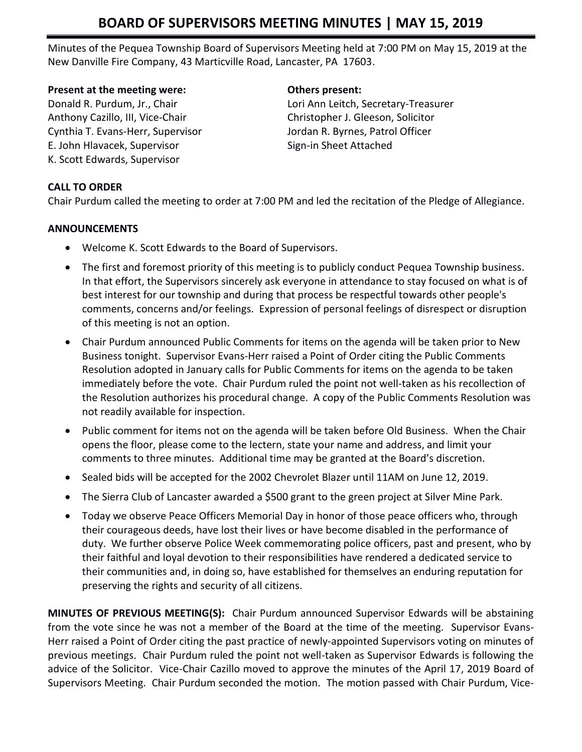# BOARD OF SUPERVISORS MEETING MINUTES | MAY 15, 2019

Minutes of the Pequea Township Board of Supervisors Meeting held at 7:00 PM on May 15, 2019 at the New Danville Fire Company, 43 Marticville Road, Lancaster, PA 17603.

**Present at the meeting were:**
Donald R. Purdum, Jr., Chair
Anthony Cazillo, III, Vice-Chair
Cynthia T. Evans-Herr, Supervisor
E. John Hlavacek, Supervisor
K. Scott Edwards, Supervisor

**Others present:**
Lori Ann Leitch, Secretary-Treasurer
Christopher J. Gleeson, Solicitor
Jordan R. Byrnes, Patrol Officer
Sign-in Sheet Attached

**CALL TO ORDER**

Chair Purdum called the meeting to order at 7:00 PM and led the recitation of the Pledge of Allegiance.

**ANNOUNCEMENTS**

- Welcome K. Scott Edwards to the Board of Supervisors.
- The first and foremost priority of this meeting is to publicly conduct Pequea Township business. In that effort, the Supervisors sincerely ask everyone in attendance to stay focused on what is of best interest for our township and during that process be respectful towards other people's comments, concerns and/or feelings. Expression of personal feelings of disrespect or disruption of this meeting is not an option.
- Chair Purdum announced Public Comments for items on the agenda will be taken prior to New Business tonight. Supervisor Evans-Herr raised a Point of Order citing the Public Comments Resolution adopted in January calls for Public Comments for items on the agenda to be taken immediately before the vote. Chair Purdum ruled the point not well-taken as his recollection of the Resolution authorizes his procedural change. A copy of the Public Comments Resolution was not readily available for inspection.
- Public comment for items not on the agenda will be taken before Old Business. When the Chair opens the floor, please come to the lectern, state your name and address, and limit your comments to three minutes. Additional time may be granted at the Board's discretion.
- Sealed bids will be accepted for the 2002 Chevrolet Blazer until 11AM on June 12, 2019.
- The Sierra Club of Lancaster awarded a $500 grant to the green project at Silver Mine Park.
- Today we observe Peace Officers Memorial Day in honor of those peace officers who, through their courageous deeds, have lost their lives or have become disabled in the performance of duty. We further observe Police Week commemorating police officers, past and present, who by their faithful and loyal devotion to their responsibilities have rendered a dedicated service to their communities and, in doing so, have established for themselves an enduring reputation for preserving the rights and security of all citizens.

**MINUTES OF PREVIOUS MEETING(S):** Chair Purdum announced Supervisor Edwards will be abstaining from the vote since he was not a member of the Board at the time of the meeting. Supervisor Evans-Herr raised a Point of Order citing the past practice of newly-appointed Supervisors voting on minutes of previous meetings. Chair Purdum ruled the point not well-taken as Supervisor Edwards is following the advice of the Solicitor. Vice-Chair Cazillo moved to approve the minutes of the April 17, 2019 Board of Supervisors Meeting. Chair Purdum seconded the motion. The motion passed with Chair Purdum, Vice-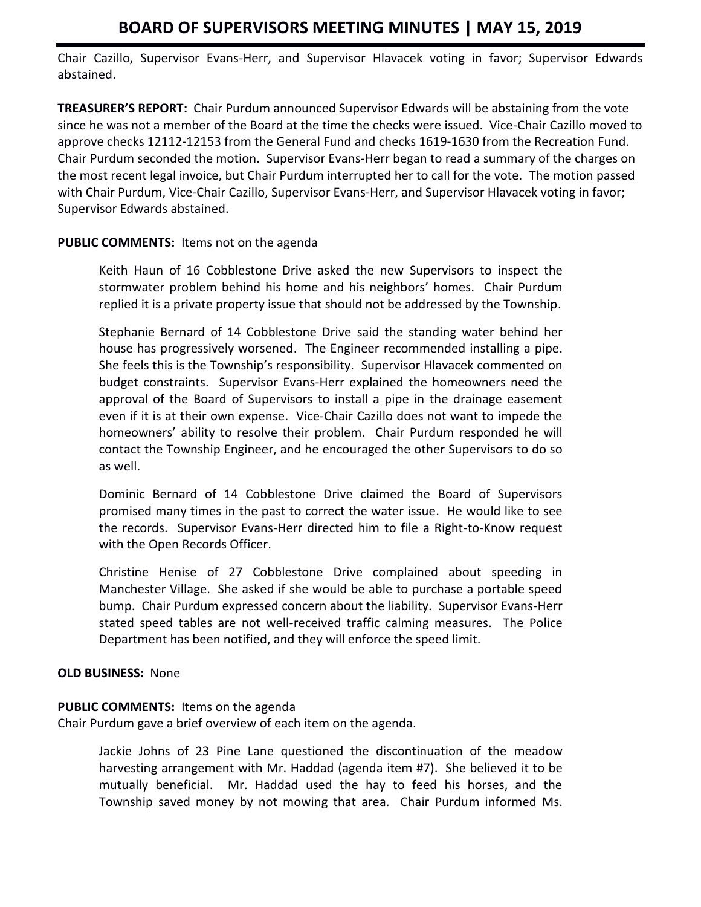Chair Cazillo, Supervisor Evans-Herr, and Supervisor Hlavacek voting in favor; Supervisor Edwards abstained.

**TREASURER'S REPORT:** Chair Purdum announced Supervisor Edwards will be abstaining from the vote since he was not a member of the Board at the time the checks were issued. Vice-Chair Cazillo moved to approve checks 12112-12153 from the General Fund and checks 1619-1630 from the Recreation Fund. Chair Purdum seconded the motion. Supervisor Evans-Herr began to read a summary of the charges on the most recent legal invoice, but Chair Purdum interrupted her to call for the vote. The motion passed with Chair Purdum, Vice-Chair Cazillo, Supervisor Evans-Herr, and Supervisor Hlavacek voting in favor; Supervisor Edwards abstained.

**PUBLIC COMMENTS:** Items not on the agenda

> Keith Haun of 16 Cobblestone Drive asked the new Supervisors to inspect the stormwater problem behind his home and his neighbors' homes. Chair Purdum replied it is a private property issue that should not be addressed by the Township.
>
> Stephanie Bernard of 14 Cobblestone Drive said the standing water behind her house has progressively worsened. The Engineer recommended installing a pipe. She feels this is the Township's responsibility. Supervisor Hlavacek commented on budget constraints. Supervisor Evans-Herr explained the homeowners need the approval of the Board of Supervisors to install a pipe in the drainage easement even if it is at their own expense. Vice-Chair Cazillo does not want to impede the homeowners' ability to resolve their problem. Chair Purdum responded he will contact the Township Engineer, and he encouraged the other Supervisors to do so as well.
>
> Dominic Bernard of 14 Cobblestone Drive claimed the Board of Supervisors promised many times in the past to correct the water issue. He would like to see the records. Supervisor Evans-Herr directed him to file a Right-to-Know request with the Open Records Officer.
>
> Christine Henise of 27 Cobblestone Drive complained about speeding in Manchester Village. She asked if she would be able to purchase a portable speed bump. Chair Purdum expressed concern about the liability. Supervisor Evans-Herr stated speed tables are not well-received traffic calming measures. The Police Department has been notified, and they will enforce the speed limit.

**OLD BUSINESS:** None

**PUBLIC COMMENTS:** Items on the agenda

Chair Purdum gave a brief overview of each item on the agenda.

> Jackie Johns of 23 Pine Lane questioned the discontinuation of the meadow harvesting arrangement with Mr. Haddad (agenda item #7). She believed it to be mutually beneficial. Mr. Haddad used the hay to feed his horses, and the Township saved money by not mowing that area. Chair Purdum informed Ms.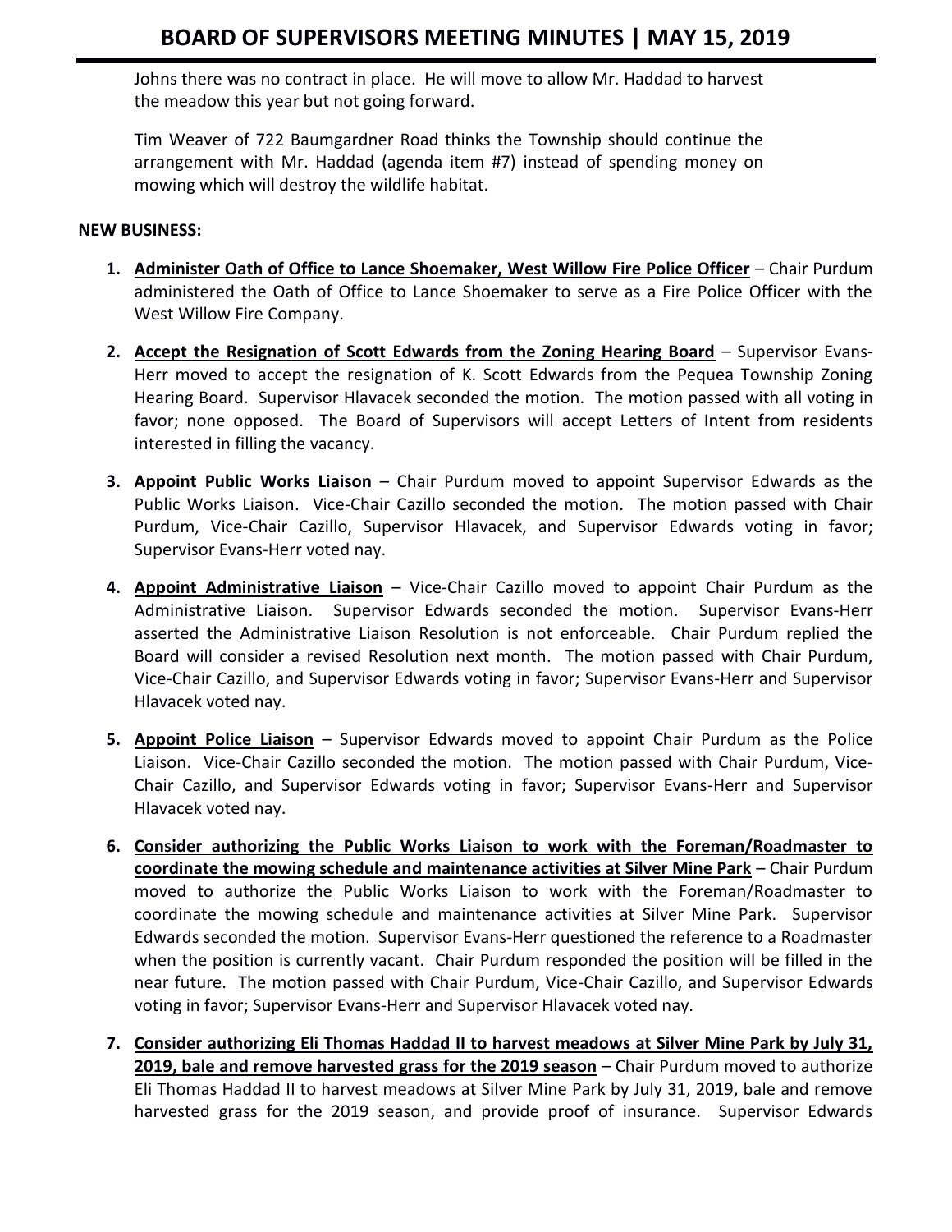Johns there was no contract in place. He will move to allow Mr. Haddad to harvest the meadow this year but not going forward.

Tim Weaver of 722 Baumgardner Road thinks the Township should continue the arrangement with Mr. Haddad (agenda item #7) instead of spending money on mowing which will destroy the wildlife habitat.

**NEW BUSINESS:**

1. **Administer Oath of Office to Lance Shoemaker, West Willow Fire Police Officer** – Chair Purdum administered the Oath of Office to Lance Shoemaker to serve as a Fire Police Officer with the West Willow Fire Company.

2. **Accept the Resignation of Scott Edwards from the Zoning Hearing Board** – Supervisor Evans-Herr moved to accept the resignation of K. Scott Edwards from the Pequea Township Zoning Hearing Board. Supervisor Hlavacek seconded the motion. The motion passed with all voting in favor; none opposed. The Board of Supervisors will accept Letters of Intent from residents interested in filling the vacancy.

3. **Appoint Public Works Liaison** – Chair Purdum moved to appoint Supervisor Edwards as the Public Works Liaison. Vice-Chair Cazillo seconded the motion. The motion passed with Chair Purdum, Vice-Chair Cazillo, Supervisor Hlavacek, and Supervisor Edwards voting in favor; Supervisor Evans-Herr voted nay.

4. **Appoint Administrative Liaison** – Vice-Chair Cazillo moved to appoint Chair Purdum as the Administrative Liaison. Supervisor Edwards seconded the motion. Supervisor Evans-Herr asserted the Administrative Liaison Resolution is not enforceable. Chair Purdum replied the Board will consider a revised Resolution next month. The motion passed with Chair Purdum, Vice-Chair Cazillo, and Supervisor Edwards voting in favor; Supervisor Evans-Herr and Supervisor Hlavacek voted nay.

5. **Appoint Police Liaison** – Supervisor Edwards moved to appoint Chair Purdum as the Police Liaison. Vice-Chair Cazillo seconded the motion. The motion passed with Chair Purdum, Vice-Chair Cazillo, and Supervisor Edwards voting in favor; Supervisor Evans-Herr and Supervisor Hlavacek voted nay.

6. **Consider authorizing the Public Works Liaison to work with the Foreman/Roadmaster to coordinate the mowing schedule and maintenance activities at Silver Mine Park** – Chair Purdum moved to authorize the Public Works Liaison to work with the Foreman/Roadmaster to coordinate the mowing schedule and maintenance activities at Silver Mine Park. Supervisor Edwards seconded the motion. Supervisor Evans-Herr questioned the reference to a Roadmaster when the position is currently vacant. Chair Purdum responded the position will be filled in the near future. The motion passed with Chair Purdum, Vice-Chair Cazillo, and Supervisor Edwards voting in favor; Supervisor Evans-Herr and Supervisor Hlavacek voted nay.

7. **Consider authorizing Eli Thomas Haddad II to harvest meadows at Silver Mine Park by July 31, 2019, bale and remove harvested grass for the 2019 season** – Chair Purdum moved to authorize Eli Thomas Haddad II to harvest meadows at Silver Mine Park by July 31, 2019, bale and remove harvested grass for the 2019 season, and provide proof of insurance. Supervisor Edwards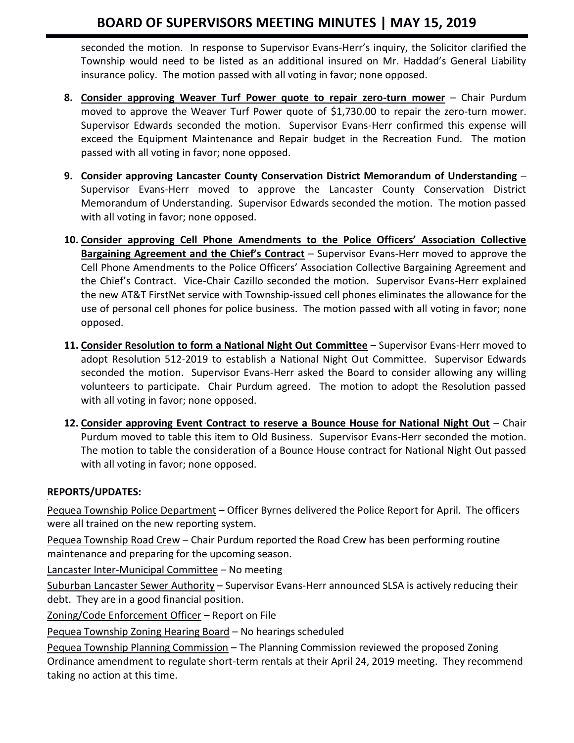seconded the motion. In response to Supervisor Evans-Herr's inquiry, the Solicitor clarified the Township would need to be listed as an additional insured on Mr. Haddad's General Liability insurance policy. The motion passed with all voting in favor; none opposed.

8. **Consider approving Weaver Turf Power quote to repair zero-turn mower** – Chair Purdum moved to approve the Weaver Turf Power quote of $1,730.00 to repair the zero-turn mower. Supervisor Edwards seconded the motion. Supervisor Evans-Herr confirmed this expense will exceed the Equipment Maintenance and Repair budget in the Recreation Fund. The motion passed with all voting in favor; none opposed.

9. **Consider approving Lancaster County Conservation District Memorandum of Understanding** – Supervisor Evans-Herr moved to approve the Lancaster County Conservation District Memorandum of Understanding. Supervisor Edwards seconded the motion. The motion passed with all voting in favor; none opposed.

10. **Consider approving Cell Phone Amendments to the Police Officers' Association Collective Bargaining Agreement and the Chief's Contract** – Supervisor Evans-Herr moved to approve the Cell Phone Amendments to the Police Officers' Association Collective Bargaining Agreement and the Chief's Contract. Vice-Chair Cazillo seconded the motion. Supervisor Evans-Herr explained the new AT&T FirstNet service with Township-issued cell phones eliminates the allowance for the use of personal cell phones for police business. The motion passed with all voting in favor; none opposed.

11. **Consider Resolution to form a National Night Out Committee** – Supervisor Evans-Herr moved to adopt Resolution 512-2019 to establish a National Night Out Committee. Supervisor Edwards seconded the motion. Supervisor Evans-Herr asked the Board to consider allowing any willing volunteers to participate. Chair Purdum agreed. The motion to adopt the Resolution passed with all voting in favor; none opposed.

12. **Consider approving Event Contract to reserve a Bounce House for National Night Out** – Chair Purdum moved to table this item to Old Business. Supervisor Evans-Herr seconded the motion. The motion to table the consideration of a Bounce House contract for National Night Out passed with all voting in favor; none opposed.

**REPORTS/UPDATES:**

Pequea Township Police Department – Officer Byrnes delivered the Police Report for April. The officers were all trained on the new reporting system.

Pequea Township Road Crew – Chair Purdum reported the Road Crew has been performing routine maintenance and preparing for the upcoming season.

Lancaster Inter-Municipal Committee – No meeting

Suburban Lancaster Sewer Authority – Supervisor Evans-Herr announced SLSA is actively reducing their debt. They are in a good financial position.

Zoning/Code Enforcement Officer – Report on File

Pequea Township Zoning Hearing Board – No hearings scheduled

Pequea Township Planning Commission – The Planning Commission reviewed the proposed Zoning Ordinance amendment to regulate short-term rentals at their April 24, 2019 meeting. They recommend taking no action at this time.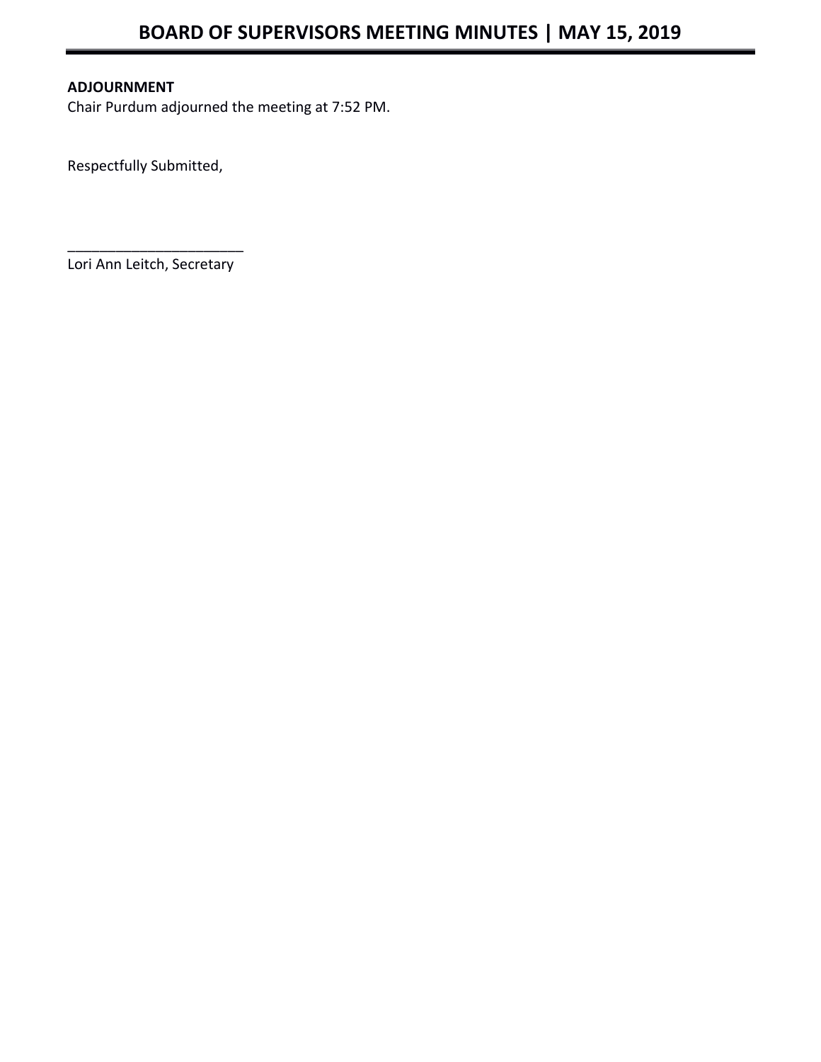**ADJOURNMENT**

Chair Purdum adjourned the meeting at 7:52 PM.

Respectfully Submitted,

______________________

Lori Ann Leitch, Secretary